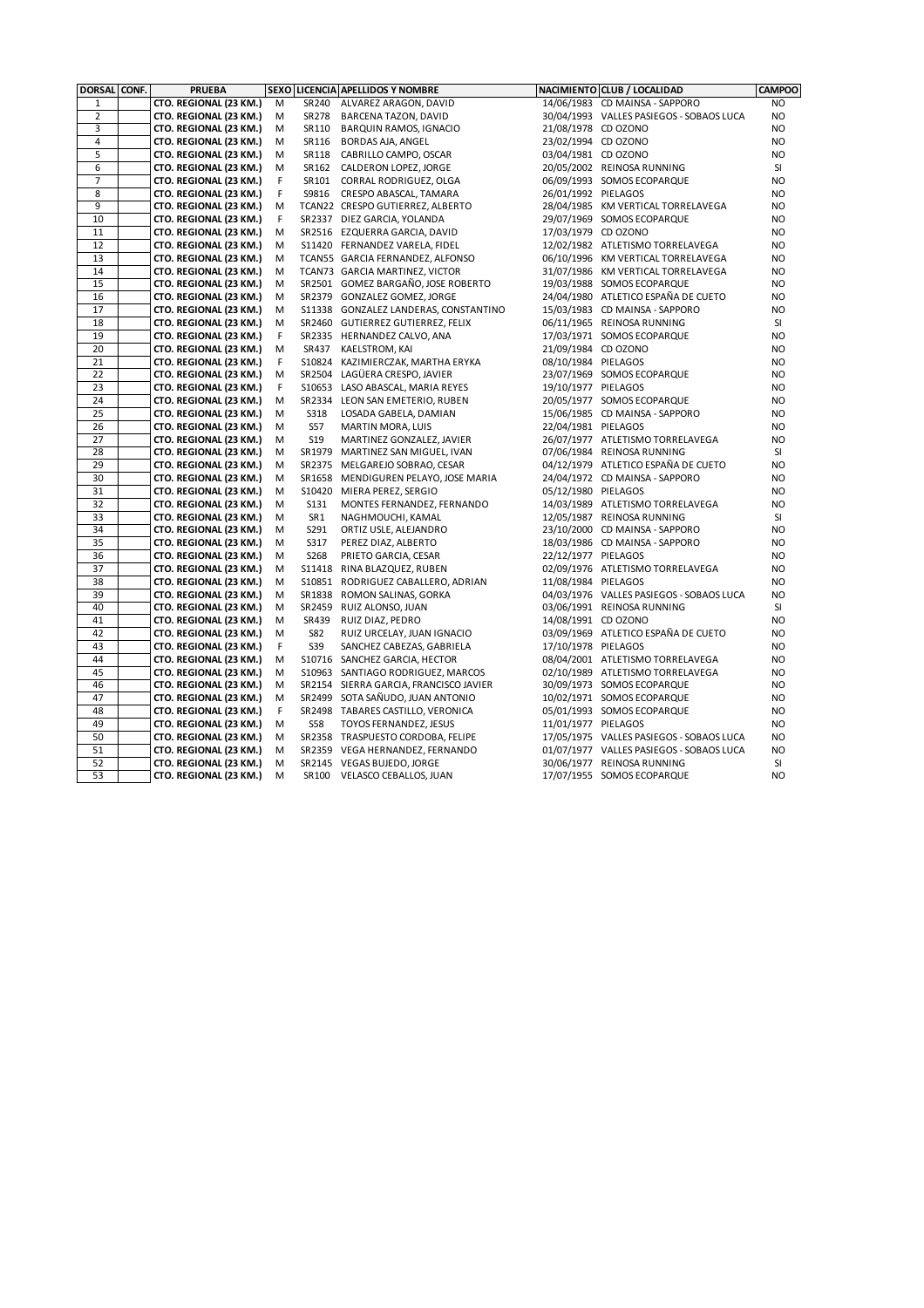| DORSAL | CONF. | PRUEBA | SEXO | LICENCIA | APELLIDOS Y NOMBRE | NACIMIENTO | CLUB / LOCALIDAD | CAMPOO |
|---|---|---|---|---|---|---|---|---|
| 1 | | CTO. REGIONAL (23 KM.) | M | SR240 | ALVAREZ ARAGON, DAVID | 14/06/1983 | CD MAINSA - SAPPORO | NO |
| 2 | | CTO. REGIONAL (23 KM.) | M | SR278 | BARCENA TAZON, DAVID | 30/04/1993 | VALLES PASIEGOS - SOBAOS LUCA | NO |
| 3 | | CTO. REGIONAL (23 KM.) | M | SR110 | BARQUIN RAMOS, IGNACIO | 21/08/1978 | CD OZONO | NO |
| 4 | | CTO. REGIONAL (23 KM.) | M | SR116 | BORDAS AJA, ANGEL | 23/02/1994 | CD OZONO | NO |
| 5 | | CTO. REGIONAL (23 KM.) | M | SR118 | CABRILLO CAMPO, OSCAR | 03/04/1981 | CD OZONO | NO |
| 6 | | CTO. REGIONAL (23 KM.) | M | SR162 | CALDERON LOPEZ, JORGE | 20/05/2002 | REINOSA RUNNING | SI |
| 7 | | CTO. REGIONAL (23 KM.) | F | SR101 | CORRAL RODRIGUEZ, OLGA | 06/09/1993 | SOMOS ECOPARQUE | NO |
| 8 | | CTO. REGIONAL (23 KM.) | F | S9816 | CRESPO ABASCAL, TAMARA | 26/01/1992 | PIELAGOS | NO |
| 9 | | CTO. REGIONAL (23 KM.) | M | TCAN22 | CRESPO GUTIERREZ, ALBERTO | 28/04/1985 | KM VERTICAL TORRELAVEGA | NO |
| 10 | | CTO. REGIONAL (23 KM.) | F | SR2337 | DIEZ GARCIA, YOLANDA | 29/07/1969 | SOMOS ECOPARQUE | NO |
| 11 | | CTO. REGIONAL (23 KM.) | M | SR2516 | EZQUERRA GARCIA, DAVID | 17/03/1979 | CD OZONO | NO |
| 12 | | CTO. REGIONAL (23 KM.) | M | S11420 | FERNANDEZ VARELA, FIDEL | 12/02/1982 | ATLETISMO TORRELAVEGA | NO |
| 13 | | CTO. REGIONAL (23 KM.) | M | TCAN55 | GARCIA FERNANDEZ, ALFONSO | 06/10/1996 | KM VERTICAL TORRELAVEGA | NO |
| 14 | | CTO. REGIONAL (23 KM.) | M | TCAN73 | GARCIA MARTINEZ, VICTOR | 31/07/1986 | KM VERTICAL TORRELAVEGA | NO |
| 15 | | CTO. REGIONAL (23 KM.) | M | SR2501 | GOMEZ BARGAÑO, JOSE ROBERTO | 19/03/1988 | SOMOS ECOPARQUE | NO |
| 16 | | CTO. REGIONAL (23 KM.) | M | SR2379 | GONZALEZ GOMEZ, JORGE | 24/04/1980 | ATLETICO ESPAÑA DE CUETO | NO |
| 17 | | CTO. REGIONAL (23 KM.) | M | S11338 | GONZALEZ LANDERAS, CONSTANTINO | 15/03/1983 | CD MAINSA - SAPPORO | NO |
| 18 | | CTO. REGIONAL (23 KM.) | M | SR2460 | GUTIERREZ GUTIERREZ, FELIX | 06/11/1965 | REINOSA RUNNING | SI |
| 19 | | CTO. REGIONAL (23 KM.) | F | SR2335 | HERNANDEZ CALVO, ANA | 17/03/1971 | SOMOS ECOPARQUE | NO |
| 20 | | CTO. REGIONAL (23 KM.) | M | SR437 | KAELSTROM, KAI | 21/09/1984 | CD OZONO | NO |
| 21 | | CTO. REGIONAL (23 KM.) | F | S10824 | KAZIMIERCZAK, MARTHA ERYKA | 08/10/1984 | PIELAGOS | NO |
| 22 | | CTO. REGIONAL (23 KM.) | M | SR2504 | LAGÜERA CRESPO, JAVIER | 23/07/1969 | SOMOS ECOPARQUE | NO |
| 23 | | CTO. REGIONAL (23 KM.) | F | S10653 | LASO ABASCAL, MARIA REYES | 19/10/1977 | PIELAGOS | NO |
| 24 | | CTO. REGIONAL (23 KM.) | M | SR2334 | LEON SAN EMETERIO, RUBEN | 20/05/1977 | SOMOS ECOPARQUE | NO |
| 25 | | CTO. REGIONAL (23 KM.) | M | S318 | LOSADA GABELA, DAMIAN | 15/06/1985 | CD MAINSA - SAPPORO | NO |
| 26 | | CTO. REGIONAL (23 KM.) | M | S57 | MARTIN MORA, LUIS | 22/04/1981 | PIELAGOS | NO |
| 27 | | CTO. REGIONAL (23 KM.) | M | S19 | MARTINEZ GONZALEZ, JAVIER | 26/07/1977 | ATLETISMO TORRELAVEGA | NO |
| 28 | | CTO. REGIONAL (23 KM.) | M | SR1979 | MARTINEZ SAN MIGUEL, IVAN | 07/06/1984 | REINOSA RUNNING | SI |
| 29 | | CTO. REGIONAL (23 KM.) | M | SR2375 | MELGAREJO SOBRAO, CESAR | 04/12/1979 | ATLETICO ESPAÑA DE CUETO | NO |
| 30 | | CTO. REGIONAL (23 KM.) | M | SR1658 | MENDIGUREN PELAYO, JOSE MARIA | 24/04/1972 | CD MAINSA - SAPPORO | NO |
| 31 | | CTO. REGIONAL (23 KM.) | M | S10420 | MIERA PEREZ, SERGIO | 05/12/1980 | PIELAGOS | NO |
| 32 | | CTO. REGIONAL (23 KM.) | M | S131 | MONTES FERNANDEZ, FERNANDO | 14/03/1989 | ATLETISMO TORRELAVEGA | NO |
| 33 | | CTO. REGIONAL (23 KM.) | M | SR1 | NAGHMOUCHI, KAMAL | 12/05/1987 | REINOSA RUNNING | SI |
| 34 | | CTO. REGIONAL (23 KM.) | M | S291 | ORTIZ USLE, ALEJANDRO | 23/10/2000 | CD MAINSA - SAPPORO | NO |
| 35 | | CTO. REGIONAL (23 KM.) | M | S317 | PEREZ DIAZ, ALBERTO | 18/03/1986 | CD MAINSA - SAPPORO | NO |
| 36 | | CTO. REGIONAL (23 KM.) | M | S268 | PRIETO GARCIA, CESAR | 22/12/1977 | PIELAGOS | NO |
| 37 | | CTO. REGIONAL (23 KM.) | M | S11418 | RINA BLAZQUEZ, RUBEN | 02/09/1976 | ATLETISMO TORRELAVEGA | NO |
| 38 | | CTO. REGIONAL (23 KM.) | M | S10851 | RODRIGUEZ CABALLERO, ADRIAN | 11/08/1984 | PIELAGOS | NO |
| 39 | | CTO. REGIONAL (23 KM.) | M | SR1838 | ROMON SALINAS, GORKA | 04/03/1976 | VALLES PASIEGOS - SOBAOS LUCA | NO |
| 40 | | CTO. REGIONAL (23 KM.) | M | SR2459 | RUIZ ALONSO, JUAN | 03/06/1991 | REINOSA RUNNING | SI |
| 41 | | CTO. REGIONAL (23 KM.) | M | SR439 | RUIZ DIAZ, PEDRO | 14/08/1991 | CD OZONO | NO |
| 42 | | CTO. REGIONAL (23 KM.) | M | S82 | RUIZ URCELAY, JUAN IGNACIO | 03/09/1969 | ATLETICO ESPAÑA DE CUETO | NO |
| 43 | | CTO. REGIONAL (23 KM.) | F | S39 | SANCHEZ CABEZAS, GABRIELA | 17/10/1978 | PIELAGOS | NO |
| 44 | | CTO. REGIONAL (23 KM.) | M | S10716 | SANCHEZ GARCIA, HECTOR | 08/04/2001 | ATLETISMO TORRELAVEGA | NO |
| 45 | | CTO. REGIONAL (23 KM.) | M | S10963 | SANTIAGO RODRIGUEZ, MARCOS | 02/10/1989 | ATLETISMO TORRELAVEGA | NO |
| 46 | | CTO. REGIONAL (23 KM.) | M | SR2154 | SIERRA GARCIA, FRANCISCO JAVIER | 30/09/1973 | SOMOS ECOPARQUE | NO |
| 47 | | CTO. REGIONAL (23 KM.) | M | SR2499 | SOTA SAÑUDO, JUAN ANTONIO | 10/02/1971 | SOMOS ECOPARQUE | NO |
| 48 | | CTO. REGIONAL (23 KM.) | F | SR2498 | TABARES CASTILLO, VERONICA | 05/01/1993 | SOMOS ECOPARQUE | NO |
| 49 | | CTO. REGIONAL (23 KM.) | M | S58 | TOYOS FERNANDEZ, JESUS | 11/01/1977 | PIELAGOS | NO |
| 50 | | CTO. REGIONAL (23 KM.) | M | SR2358 | TRASPUESTO CORDOBA, FELIPE | 17/05/1975 | VALLES PASIEGOS - SOBAOS LUCA | NO |
| 51 | | CTO. REGIONAL (23 KM.) | M | SR2359 | VEGA HERNANDEZ, FERNANDO | 01/07/1977 | VALLES PASIEGOS - SOBAOS LUCA | NO |
| 52 | | CTO. REGIONAL (23 KM.) | M | SR2145 | VEGAS BUJEDO, JORGE | 30/06/1977 | REINOSA RUNNING | SI |
| 53 | | CTO. REGIONAL (23 KM.) | M | SR100 | VELASCO CEBALLOS, JUAN | 17/07/1955 | SOMOS ECOPARQUE | NO |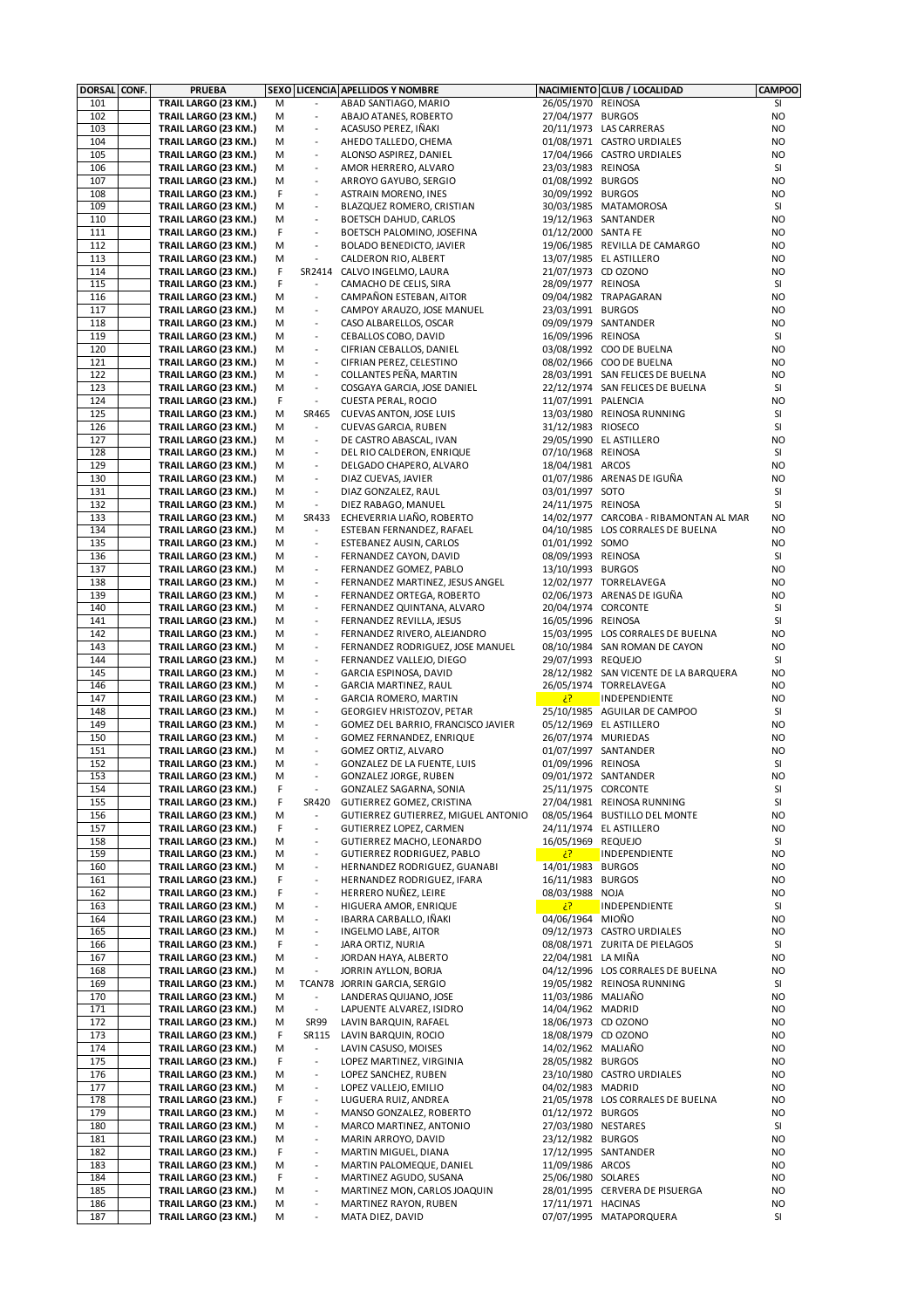| DORSAL | CONF. | PRUEBA | SEXO | LICENCIA | APELLIDOS Y NOMBRE | NACIMIENTO | CLUB / LOCALIDAD | CAMPOO |
|---|---|---|---|---|---|---|---|---|
| 101 | | TRAIL LARGO (23 KM.) | M | - | ABAD SANTIAGO, MARIO | 26/05/1970 | REINOSA | SI |
| 102 | | TRAIL LARGO (23 KM.) | M | - | ABAJO ATANES, ROBERTO | 27/04/1977 | BURGOS | NO |
| 103 | | TRAIL LARGO (23 KM.) | M | - | ACASUSO PEREZ, IÑAKI | 20/11/1973 | LAS CARRERAS | NO |
| 104 | | TRAIL LARGO (23 KM.) | M | - | AHEDO TALLEDO, CHEMA | 01/08/1971 | CASTRO URDIALES | NO |
| 105 | | TRAIL LARGO (23 KM.) | M | - | ALONSO ASPIREZ, DANIEL | 17/04/1966 | CASTRO URDIALES | NO |
| 106 | | TRAIL LARGO (23 KM.) | M | - | AMOR HERRERO, ALVARO | 23/03/1983 | REINOSA | SI |
| 107 | | TRAIL LARGO (23 KM.) | M | - | ARROYO GAYUBO, SERGIO | 01/08/1992 | BURGOS | NO |
| 108 | | TRAIL LARGO (23 KM.) | F | - | ASTRAIN MORENO, INES | 30/09/1992 | BURGOS | NO |
| 109 | | TRAIL LARGO (23 KM.) | M | - | BLAZQUEZ ROMERO, CRISTIAN | 30/03/1985 | MATAMOROSA | SI |
| 110 | | TRAIL LARGO (23 KM.) | M | - | BOETSCH DAHUD, CARLOS | 19/12/1963 | SANTANDER | NO |
| 111 | | TRAIL LARGO (23 KM.) | F | - | BOETSCH PALOMINO, JOSEFINA | 01/12/2000 | SANTA FE | NO |
| 112 | | TRAIL LARGO (23 KM.) | M | - | BOLADO BENEDICTO, JAVIER | 19/06/1985 | REVILLA DE CAMARGO | NO |
| 113 | | TRAIL LARGO (23 KM.) | M | - | CALDERON RIO, ALBERT | 13/07/1985 | EL ASTILLERO | NO |
| 114 | | TRAIL LARGO (23 KM.) | F | SR2414 | CALVO INGELMO, LAURA | 21/07/1973 | CD OZONO | NO |
| 115 | | TRAIL LARGO (23 KM.) | F | - | CAMACHO DE CELIS, SIRA | 28/09/1977 | REINOSA | SI |
| 116 | | TRAIL LARGO (23 KM.) | M | - | CAMPAÑON ESTEBAN, AITOR | 09/04/1982 | TRAPAGARAN | NO |
| 117 | | TRAIL LARGO (23 KM.) | M | - | CAMPOY ARAUZO, JOSE MANUEL | 23/03/1991 | BURGOS | NO |
| 118 | | TRAIL LARGO (23 KM.) | M | - | CASO ALBARELLOS, OSCAR | 09/09/1979 | SANTANDER | NO |
| 119 | | TRAIL LARGO (23 KM.) | M | - | CEBALLOS COBO, DAVID | 16/09/1996 | REINOSA | SI |
| 120 | | TRAIL LARGO (23 KM.) | M | - | CIFRIAN CEBALLOS, DANIEL | 03/08/1992 | COO DE BUELNA | NO |
| 121 | | TRAIL LARGO (23 KM.) | M | - | CIFRIAN PEREZ, CELESTINO | 08/02/1966 | COO DE BUELNA | NO |
| 122 | | TRAIL LARGO (23 KM.) | M | - | COLLANTES PEÑA, MARTIN | 28/03/1991 | SAN FELICES DE BUELNA | NO |
| 123 | | TRAIL LARGO (23 KM.) | M | - | COSGAYA GARCIA, JOSE DANIEL | 22/12/1974 | SAN FELICES DE BUELNA | SI |
| 124 | | TRAIL LARGO (23 KM.) | F | - | CUESTA PERAL, ROCIO | 11/07/1991 | PALENCIA | NO |
| 125 | | TRAIL LARGO (23 KM.) | M | SR465 | CUEVAS ANTON, JOSE LUIS | 13/03/1980 | REINOSA RUNNING | SI |
| 126 | | TRAIL LARGO (23 KM.) | M | - | CUEVAS GARCIA, RUBEN | 31/12/1983 | RIOSECO | SI |
| 127 | | TRAIL LARGO (23 KM.) | M | - | DE CASTRO ABASCAL, IVAN | 29/05/1990 | EL ASTILLERO | NO |
| 128 | | TRAIL LARGO (23 KM.) | M | - | DEL RIO CALDERON, ENRIQUE | 07/10/1968 | REINOSA | SI |
| 129 | | TRAIL LARGO (23 KM.) | M | - | DELGADO CHAPERO, ALVARO | 18/04/1981 | ARCOS | NO |
| 130 | | TRAIL LARGO (23 KM.) | M | - | DIAZ CUEVAS, JAVIER | 01/07/1986 | ARENAS DE IGUÑA | NO |
| 131 | | TRAIL LARGO (23 KM.) | M | - | DIAZ GONZALEZ, RAUL | 03/01/1997 | SOTO | SI |
| 132 | | TRAIL LARGO (23 KM.) | M | - | DIEZ RABAGO, MANUEL | 24/11/1975 | REINOSA | SI |
| 133 | | TRAIL LARGO (23 KM.) | M | SR433 | ECHEVERRIA LIAÑO, ROBERTO | 14/02/1977 | CARCOBA - RIBAMONTAN AL MAR | NO |
| 134 | | TRAIL LARGO (23 KM.) | M | - | ESTEBAN FERNANDEZ, RAFAEL | 04/10/1985 | LOS CORRALES DE BUELNA | NO |
| 135 | | TRAIL LARGO (23 KM.) | M | - | ESTEBANEZ AUSIN, CARLOS | 01/01/1992 | SOMO | NO |
| 136 | | TRAIL LARGO (23 KM.) | M | - | FERNANDEZ CAYON, DAVID | 08/09/1993 | REINOSA | SI |
| 137 | | TRAIL LARGO (23 KM.) | M | - | FERNANDEZ GOMEZ, PABLO | 13/10/1993 | BURGOS | NO |
| 138 | | TRAIL LARGO (23 KM.) | M | - | FERNANDEZ MARTINEZ, JESUS ANGEL | 12/02/1977 | TORRELAVEGA | NO |
| 139 | | TRAIL LARGO (23 KM.) | M | - | FERNANDEZ ORTEGA, ROBERTO | 02/06/1973 | ARENAS DE IGUÑA | NO |
| 140 | | TRAIL LARGO (23 KM.) | M | - | FERNANDEZ QUINTANA, ALVARO | 20/04/1974 | CORCONTE | SI |
| 141 | | TRAIL LARGO (23 KM.) | M | - | FERNANDEZ REVILLA, JESUS | 16/05/1996 | REINOSA | SI |
| 142 | | TRAIL LARGO (23 KM.) | M | - | FERNANDEZ RIVERO, ALEJANDRO | 15/03/1995 | LOS CORRALES DE BUELNA | NO |
| 143 | | TRAIL LARGO (23 KM.) | M | - | FERNANDEZ RODRIGUEZ, JOSE MANUEL | 08/10/1984 | SAN ROMAN DE CAYON | NO |
| 144 | | TRAIL LARGO (23 KM.) | M | - | FERNANDEZ VALLEJO, DIEGO | 29/07/1993 | REQUEJO | SI |
| 145 | | TRAIL LARGO (23 KM.) | M | - | GARCIA ESPINOSA, DAVID | 28/12/1982 | SAN VICENTE DE LA BARQUERA | NO |
| 146 | | TRAIL LARGO (23 KM.) | M | - | GARCIA MARTINEZ, RAUL | 26/05/1974 | TORRELAVEGA | NO |
| 147 | | TRAIL LARGO (23 KM.) | M | - | GARCIA ROMERO, MARTIN | ¿? | INDEPENDIENTE | NO |
| 148 | | TRAIL LARGO (23 KM.) | M | - | GEORGIEV HRISTOZOV, PETAR | 25/10/1985 | AGUILAR DE CAMPOO | SI |
| 149 | | TRAIL LARGO (23 KM.) | M | - | GOMEZ DEL BARRIO, FRANCISCO JAVIER | 05/12/1969 | EL ASTILLERO | NO |
| 150 | | TRAIL LARGO (23 KM.) | M | - | GOMEZ FERNANDEZ, ENRIQUE | 26/07/1974 | MURIEDAS | NO |
| 151 | | TRAIL LARGO (23 KM.) | M | - | GOMEZ ORTIZ, ALVARO | 01/07/1997 | SANTANDER | NO |
| 152 | | TRAIL LARGO (23 KM.) | M | - | GONZALEZ DE LA FUENTE, LUIS | 01/09/1996 | REINOSA | SI |
| 153 | | TRAIL LARGO (23 KM.) | M | - | GONZALEZ JORGE, RUBEN | 09/01/1972 | SANTANDER | NO |
| 154 | | TRAIL LARGO (23 KM.) | F | - | GONZALEZ SAGARNA, SONIA | 25/11/1975 | CORCONTE | SI |
| 155 | | TRAIL LARGO (23 KM.) | F | SR420 | GUTIERREZ GOMEZ, CRISTINA | 27/04/1981 | REINOSA RUNNING | SI |
| 156 | | TRAIL LARGO (23 KM.) | M | - | GUTIERREZ GUTIERREZ, MIGUEL ANTONIO | 08/05/1964 | BUSTILLO DEL MONTE | NO |
| 157 | | TRAIL LARGO (23 KM.) | F | - | GUTIERREZ LOPEZ, CARMEN | 24/11/1974 | EL ASTILLERO | NO |
| 158 | | TRAIL LARGO (23 KM.) | M | - | GUTIERREZ MACHO, LEONARDO | 16/05/1969 | REQUEJO | SI |
| 159 | | TRAIL LARGO (23 KM.) | M | - | GUTIERREZ RODRIGUEZ, PABLO | ¿? | INDEPENDIENTE | NO |
| 160 | | TRAIL LARGO (23 KM.) | M | - | HERNANDEZ RODRIGUEZ, GUANABI | 14/01/1983 | BURGOS | NO |
| 161 | | TRAIL LARGO (23 KM.) | F | - | HERNANDEZ RODRIGUEZ, IFARA | 16/11/1983 | BURGOS | NO |
| 162 | | TRAIL LARGO (23 KM.) | F | - | HERRERO NUÑEZ, LEIRE | 08/03/1988 | NOJA | NO |
| 163 | | TRAIL LARGO (23 KM.) | M | - | HIGUERA AMOR, ENRIQUE | ¿? | INDEPENDIENTE | SI |
| 164 | | TRAIL LARGO (23 KM.) | M | - | IBARRA CARBALLO, IÑAKI | 04/06/1964 | MIOÑO | NO |
| 165 | | TRAIL LARGO (23 KM.) | M | - | INGELMO LABE, AITOR | 09/12/1973 | CASTRO URDIALES | NO |
| 166 | | TRAIL LARGO (23 KM.) | F | - | JARA ORTIZ, NURIA | 08/08/1971 | ZURITA DE PIELAGOS | SI |
| 167 | | TRAIL LARGO (23 KM.) | M | - | JORDAN HAYA, ALBERTO | 22/04/1981 | LA MIÑA | NO |
| 168 | | TRAIL LARGO (23 KM.) | M | - | JORRIN AYLLON, BORJA | 04/12/1996 | LOS CORRALES DE BUELNA | NO |
| 169 | | TRAIL LARGO (23 KM.) | M | TCAN78 | JORRIN GARCIA, SERGIO | 19/05/1982 | REINOSA RUNNING | SI |
| 170 | | TRAIL LARGO (23 KM.) | M | - | LANDERAS QUIJANO, JOSE | 11/03/1986 | MALIAÑO | NO |
| 171 | | TRAIL LARGO (23 KM.) | M | - | LAPUENTE ALVAREZ, ISIDRO | 14/04/1962 | MADRID | NO |
| 172 | | TRAIL LARGO (23 KM.) | M | SR99 | LAVIN BARQUIN, RAFAEL | 18/06/1973 | CD OZONO | NO |
| 173 | | TRAIL LARGO (23 KM.) | F | SR115 | LAVIN BARQUIN, ROCIO | 18/08/1979 | CD OZONO | NO |
| 174 | | TRAIL LARGO (23 KM.) | M | - | LAVIN CASUSO, MOISES | 14/02/1962 | MALIAÑO | NO |
| 175 | | TRAIL LARGO (23 KM.) | F | - | LOPEZ MARTINEZ, VIRGINIA | 28/05/1982 | BURGOS | NO |
| 176 | | TRAIL LARGO (23 KM.) | M | - | LOPEZ SANCHEZ, RUBEN | 23/10/1980 | CASTRO URDIALES | NO |
| 177 | | TRAIL LARGO (23 KM.) | M | - | LOPEZ VALLEJO, EMILIO | 04/02/1983 | MADRID | NO |
| 178 | | TRAIL LARGO (23 KM.) | F | - | LUGUERA RUIZ, ANDREA | 21/05/1978 | LOS CORRALES DE BUELNA | NO |
| 179 | | TRAIL LARGO (23 KM.) | M | - | MANSO GONZALEZ, ROBERTO | 01/12/1972 | BURGOS | NO |
| 180 | | TRAIL LARGO (23 KM.) | M | - | MARCO MARTINEZ, ANTONIO | 27/03/1980 | NESTARES | SI |
| 181 | | TRAIL LARGO (23 KM.) | M | - | MARIN ARROYO, DAVID | 23/12/1982 | BURGOS | NO |
| 182 | | TRAIL LARGO (23 KM.) | F | - | MARTIN MIGUEL, DIANA | 17/12/1995 | SANTANDER | NO |
| 183 | | TRAIL LARGO (23 KM.) | M | - | MARTIN PALOMEQUE, DANIEL | 11/09/1986 | ARCOS | NO |
| 184 | | TRAIL LARGO (23 KM.) | F | - | MARTINEZ AGUDO, SUSANA | 25/06/1980 | SOLARES | NO |
| 185 | | TRAIL LARGO (23 KM.) | M | - | MARTINEZ MON, CARLOS JOAQUIN | 28/01/1995 | CERVERA DE PISUERGA | NO |
| 186 | | TRAIL LARGO (23 KM.) | M | - | MARTINEZ RAYON, RUBEN | 17/11/1971 | HACINAS | NO |
| 187 | | TRAIL LARGO (23 KM.) | M | - | MATA DIEZ, DAVID | 07/07/1995 | MATAPORQUERA | SI |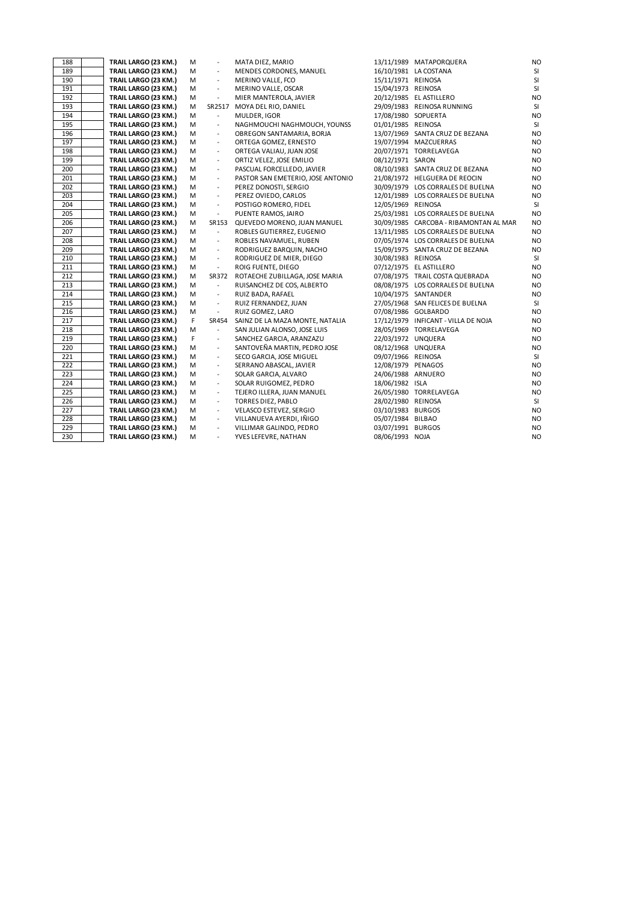| | | | | | | | | |
|---|---|---|---|---|---|---|---|---|
| 188 | | **TRAIL LARGO (23 KM.)** | M | - | MATA DIEZ, MARIO | 13/11/1989 | MATAPORQUERA | NO |
| 189 | | **TRAIL LARGO (23 KM.)** | M | - | MENDES CORDONES, MANUEL | 16/10/1981 | LA COSTANA | SI |
| 190 | | **TRAIL LARGO (23 KM.)** | M | - | MERINO VALLE, FCO | 15/11/1971 | REINOSA | SI |
| 191 | | **TRAIL LARGO (23 KM.)** | M | - | MERINO VALLE, OSCAR | 15/04/1973 | REINOSA | SI |
| 192 | | **TRAIL LARGO (23 KM.)** | M | - | MIER MANTEROLA, JAVIER | 20/12/1985 | EL ASTILLERO | NO |
| 193 | | **TRAIL LARGO (23 KM.)** | M | SR2517 | MOYA DEL RIO, DANIEL | 29/09/1983 | REINOSA RUNNING | SI |
| 194 | | **TRAIL LARGO (23 KM.)** | M | - | MULDER, IGOR | 17/08/1980 | SOPUERTA | NO |
| 195 | | **TRAIL LARGO (23 KM.)** | M | - | NAGHMOUCHI NAGHMOUCH, YOUNSS | 01/01/1985 | REINOSA | SI |
| 196 | | **TRAIL LARGO (23 KM.)** | M | - | OBREGON SANTAMARIA, BORJA | 13/07/1969 | SANTA CRUZ DE BEZANA | NO |
| 197 | | **TRAIL LARGO (23 KM.)** | M | - | ORTEGA GOMEZ, ERNESTO | 19/07/1994 | MAZCUERRAS | NO |
| 198 | | **TRAIL LARGO (23 KM.)** | M | - | ORTEGA VALIAU, JUAN JOSE | 20/07/1971 | TORRELAVEGA | NO |
| 199 | | **TRAIL LARGO (23 KM.)** | M | - | ORTIZ VELEZ, JOSE EMILIO | 08/12/1971 | SARON | NO |
| 200 | | **TRAIL LARGO (23 KM.)** | M | - | PASCUAL FORCELLEDO, JAVIER | 08/10/1983 | SANTA CRUZ DE BEZANA | NO |
| 201 | | **TRAIL LARGO (23 KM.)** | M | - | PASTOR SAN EMETERIO, JOSE ANTONIO | 21/08/1972 | HELGUERA DE REOCIN | NO |
| 202 | | **TRAIL LARGO (23 KM.)** | M | - | PEREZ DONOSTI, SERGIO | 30/09/1979 | LOS CORRALES DE BUELNA | NO |
| 203 | | **TRAIL LARGO (23 KM.)** | M | - | PEREZ OVIEDO, CARLOS | 12/01/1989 | LOS CORRALES DE BUELNA | NO |
| 204 | | **TRAIL LARGO (23 KM.)** | M | - | POSTIGO ROMERO, FIDEL | 12/05/1969 | REINOSA | SI |
| 205 | | **TRAIL LARGO (23 KM.)** | M | - | PUENTE RAMOS, JAIRO | 25/03/1981 | LOS CORRALES DE BUELNA | NO |
| 206 | | **TRAIL LARGO (23 KM.)** | M | SR153 | QUEVEDO MORENO, JUAN MANUEL | 30/09/1985 | CARCOBA - RIBAMONTAN AL MAR | NO |
| 207 | | **TRAIL LARGO (23 KM.)** | M | - | ROBLES GUTIERREZ, EUGENIO | 13/11/1985 | LOS CORRALES DE BUELNA | NO |
| 208 | | **TRAIL LARGO (23 KM.)** | M | - | ROBLES NAVAMUEL, RUBEN | 07/05/1974 | LOS CORRALES DE BUELNA | NO |
| 209 | | **TRAIL LARGO (23 KM.)** | M | - | RODRIGUEZ BARQUIN, NACHO | 15/09/1975 | SANTA CRUZ DE BEZANA | NO |
| 210 | | **TRAIL LARGO (23 KM.)** | M | - | RODRIGUEZ DE MIER, DIEGO | 30/08/1983 | REINOSA | SI |
| 211 | | **TRAIL LARGO (23 KM.)** | M | - | ROIG FUENTE, DIEGO | 07/12/1975 | EL ASTILLERO | NO |
| 212 | | **TRAIL LARGO (23 KM.)** | M | SR372 | ROTAECHE ZUBILLAGA, JOSE MARIA | 07/08/1975 | TRAIL COSTA QUEBRADA | NO |
| 213 | | **TRAIL LARGO (23 KM.)** | M | - | RUISANCHEZ DE COS, ALBERTO | 08/08/1975 | LOS CORRALES DE BUELNA | NO |
| 214 | | **TRAIL LARGO (23 KM.)** | M | - | RUIZ BADA, RAFAEL | 10/04/1975 | SANTANDER | NO |
| 215 | | **TRAIL LARGO (23 KM.)** | M | - | RUIZ FERNANDEZ, JUAN | 27/05/1968 | SAN FELICES DE BUELNA | SI |
| 216 | | **TRAIL LARGO (23 KM.)** | M | - | RUIZ GOMEZ, LARO | 07/08/1986 | GOLBARDO | NO |
| 217 | | **TRAIL LARGO (23 KM.)** | F | SR454 | SAINZ DE LA MAZA MONTE, NATALIA | 17/12/1979 | INFICANT - VILLA DE NOJA | NO |
| 218 | | **TRAIL LARGO (23 KM.)** | M | - | SAN JULIAN ALONSO, JOSE LUIS | 28/05/1969 | TORRELAVEGA | NO |
| 219 | | **TRAIL LARGO (23 KM.)** | F | - | SANCHEZ GARCIA, ARANZAZU | 22/03/1972 | UNQUERA | NO |
| 220 | | **TRAIL LARGO (23 KM.)** | M | - | SANTOVEÑA MARTIN, PEDRO JOSE | 08/12/1968 | UNQUERA | NO |
| 221 | | **TRAIL LARGO (23 KM.)** | M | - | SECO GARCIA, JOSE MIGUEL | 09/07/1966 | REINOSA | SI |
| 222 | | **TRAIL LARGO (23 KM.)** | M | - | SERRANO ABASCAL, JAVIER | 12/08/1979 | PENAGOS | NO |
| 223 | | **TRAIL LARGO (23 KM.)** | M | - | SOLAR GARCIA, ALVARO | 24/06/1988 | ARNUERO | NO |
| 224 | | **TRAIL LARGO (23 KM.)** | M | - | SOLAR RUIGOMEZ, PEDRO | 18/06/1982 | ISLA | NO |
| 225 | | **TRAIL LARGO (23 KM.)** | M | - | TEJERO ILLERA, JUAN MANUEL | 26/05/1980 | TORRELAVEGA | NO |
| 226 | | **TRAIL LARGO (23 KM.)** | M | - | TORRES DIEZ, PABLO | 28/02/1980 | REINOSA | SI |
| 227 | | **TRAIL LARGO (23 KM.)** | M | - | VELASCO ESTEVEZ, SERGIO | 03/10/1983 | BURGOS | NO |
| 228 | | **TRAIL LARGO (23 KM.)** | M | - | VILLANUEVA AYERDI, IÑIGO | 05/07/1984 | BILBAO | NO |
| 229 | | **TRAIL LARGO (23 KM.)** | M | - | VILLIMAR GALINDO, PEDRO | 03/07/1991 | BURGOS | NO |
| 230 | | **TRAIL LARGO (23 KM.)** | M | - | YVES LEFEVRE, NATHAN | 08/06/1993 | NOJA | NO |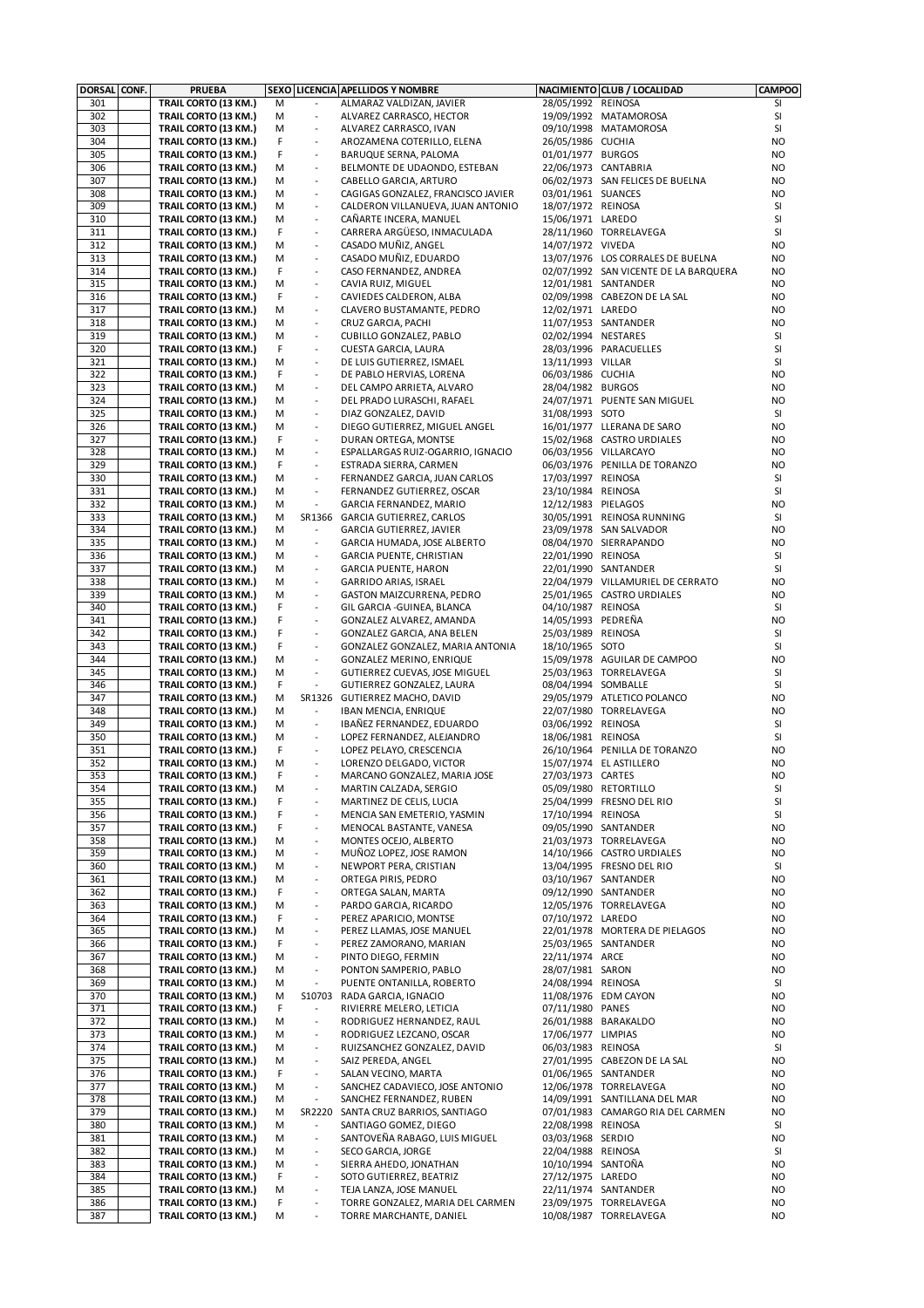| DORSAL | CONF. | PRUEBA | SEXO | LICENCIA | APELLIDOS Y NOMBRE | NACIMIENTO | CLUB / LOCALIDAD | CAMPOO |
|---|---|---|---|---|---|---|---|---|
| 301 | | TRAIL CORTO (13 KM.) | M | - | ALMARAZ VALDIZAN, JAVIER | 28/05/1992 | REINOSA | SI |
| 302 | | TRAIL CORTO (13 KM.) | M | - | ALVAREZ CARRASCO, HECTOR | 19/09/1992 | MATAMOROSA | SI |
| 303 | | TRAIL CORTO (13 KM.) | M | - | ALVAREZ CARRASCO, IVAN | 09/10/1998 | MATAMOROSA | SI |
| 304 | | TRAIL CORTO (13 KM.) | F | - | AROZAMENA COTERILLO, ELENA | 26/05/1986 | CUCHIA | NO |
| 305 | | TRAIL CORTO (13 KM.) | F | - | BARUQUE SERNA, PALOMA | 01/01/1977 | BURGOS | NO |
| 306 | | TRAIL CORTO (13 KM.) | M | - | BELMONTE DE UDAONDO, ESTEBAN | 22/06/1973 | CANTABRIA | NO |
| 307 | | TRAIL CORTO (13 KM.) | M | - | CABELLO GARCIA, ARTURO | 06/02/1973 | SAN FELICES DE BUELNA | NO |
| 308 | | TRAIL CORTO (13 KM.) | M | - | CAGIGAS GONZALEZ, FRANCISCO JAVIER | 03/01/1961 | SUANCES | NO |
| 309 | | TRAIL CORTO (13 KM.) | M | - | CALDERON VILLANUEVA, JUAN ANTONIO | 18/07/1972 | REINOSA | SI |
| 310 | | TRAIL CORTO (13 KM.) | M | - | CAÑARTE INCERA, MANUEL | 15/06/1971 | LAREDO | SI |
| 311 | | TRAIL CORTO (13 KM.) | F | - | CARRERA ARGÜESO, INMACULADA | 28/11/1960 | TORRELAVEGA | SI |
| 312 | | TRAIL CORTO (13 KM.) | M | - | CASADO MUÑIZ, ANGEL | 14/07/1972 | VIVEDA | NO |
| 313 | | TRAIL CORTO (13 KM.) | M | - | CASADO MUÑIZ, EDUARDO | 13/07/1976 | LOS CORRALES DE BUELNA | NO |
| 314 | | TRAIL CORTO (13 KM.) | F | - | CASO FERNANDEZ, ANDREA | 02/07/1992 | SAN VICENTE DE LA BARQUERA | NO |
| 315 | | TRAIL CORTO (13 KM.) | M | - | CAVIA RUIZ, MIGUEL | 12/01/1981 | SANTANDER | NO |
| 316 | | TRAIL CORTO (13 KM.) | F | - | CAVIEDES CALDERON, ALBA | 02/09/1998 | CABEZON DE LA SAL | NO |
| 317 | | TRAIL CORTO (13 KM.) | M | - | CLAVERO BUSTAMANTE, PEDRO | 12/02/1971 | LAREDO | NO |
| 318 | | TRAIL CORTO (13 KM.) | M | - | CRUZ GARCIA, PACHI | 11/07/1953 | SANTANDER | NO |
| 319 | | TRAIL CORTO (13 KM.) | M | - | CUBILLO GONZALEZ, PABLO | 02/02/1994 | NESTARES | SI |
| 320 | | TRAIL CORTO (13 KM.) | F | - | CUESTA GARCIA, LAURA | 28/03/1996 | PARACUELLES | SI |
| 321 | | TRAIL CORTO (13 KM.) | M | - | DE LUIS GUTIERREZ, ISMAEL | 13/11/1993 | VILLAR | SI |
| 322 | | TRAIL CORTO (13 KM.) | F | - | DE PABLO HERVIAS, LORENA | 06/03/1986 | CUCHIA | NO |
| 323 | | TRAIL CORTO (13 KM.) | M | - | DEL CAMPO ARRIETA, ALVARO | 28/04/1982 | BURGOS | NO |
| 324 | | TRAIL CORTO (13 KM.) | M | - | DEL PRADO LURASCHI, RAFAEL | 24/07/1971 | PUENTE SAN MIGUEL | NO |
| 325 | | TRAIL CORTO (13 KM.) | M | - | DIAZ GONZALEZ, DAVID | 31/08/1993 | SOTO | SI |
| 326 | | TRAIL CORTO (13 KM.) | M | - | DIEGO GUTIERREZ, MIGUEL ANGEL | 16/01/1977 | LLERANA DE SARO | NO |
| 327 | | TRAIL CORTO (13 KM.) | F | - | DURAN ORTEGA, MONTSE | 15/02/1968 | CASTRO URDIALES | NO |
| 328 | | TRAIL CORTO (13 KM.) | M | - | ESPALLARGAS RUIZ-OGARRIO, IGNACIO | 06/03/1956 | VILLARCAYO | NO |
| 329 | | TRAIL CORTO (13 KM.) | F | - | ESTRADA SIERRA, CARMEN | 06/03/1976 | PENILLA DE TORANZO | NO |
| 330 | | TRAIL CORTO (13 KM.) | M | - | FERNANDEZ GARCIA, JUAN CARLOS | 17/03/1997 | REINOSA | SI |
| 331 | | TRAIL CORTO (13 KM.) | M | - | FERNANDEZ GUTIERREZ, OSCAR | 23/10/1984 | REINOSA | SI |
| 332 | | TRAIL CORTO (13 KM.) | M | - | GARCIA FERNANDEZ, MARIO | 12/12/1983 | PIELAGOS | NO |
| 333 | | TRAIL CORTO (13 KM.) | M | SR1366 | GARCIA GUTIERREZ, CARLOS | 30/05/1991 | REINOSA RUNNING | SI |
| 334 | | TRAIL CORTO (13 KM.) | M | - | GARCIA GUTIERREZ, JAVIER | 23/09/1978 | SAN SALVADOR | NO |
| 335 | | TRAIL CORTO (13 KM.) | M | - | GARCIA HUMADA, JOSE ALBERTO | 08/04/1970 | SIERRAPANDO | NO |
| 336 | | TRAIL CORTO (13 KM.) | M | - | GARCIA PUENTE, CHRISTIAN | 22/01/1990 | REINOSA | SI |
| 337 | | TRAIL CORTO (13 KM.) | M | - | GARCIA PUENTE, HARON | 22/01/1990 | SANTANDER | SI |
| 338 | | TRAIL CORTO (13 KM.) | M | - | GARRIDO ARIAS, ISRAEL | 22/04/1979 | VILLAMURIEL DE CERRATO | NO |
| 339 | | TRAIL CORTO (13 KM.) | M | - | GASTON MAIZCURRENA, PEDRO | 25/01/1965 | CASTRO URDIALES | NO |
| 340 | | TRAIL CORTO (13 KM.) | F | - | GIL GARCIA -GUINEA, BLANCA | 04/10/1987 | REINOSA | SI |
| 341 | | TRAIL CORTO (13 KM.) | F | - | GONZALEZ ALVAREZ, AMANDA | 14/05/1993 | PEDREÑA | NO |
| 342 | | TRAIL CORTO (13 KM.) | F | - | GONZALEZ GARCIA, ANA BELEN | 25/03/1989 | REINOSA | SI |
| 343 | | TRAIL CORTO (13 KM.) | F | - | GONZALEZ GONZALEZ, MARIA ANTONIA | 18/10/1965 | SOTO | SI |
| 344 | | TRAIL CORTO (13 KM.) | M | - | GONZALEZ MERINO, ENRIQUE | 15/09/1978 | AGUILAR DE CAMPOO | NO |
| 345 | | TRAIL CORTO (13 KM.) | M | - | GUTIERREZ CUEVAS, JOSE MIGUEL | 25/03/1963 | TORRELAVEGA | SI |
| 346 | | TRAIL CORTO (13 KM.) | F | - | GUTIERREZ GONZALEZ, LAURA | 08/04/1994 | SOMBALLE | SI |
| 347 | | TRAIL CORTO (13 KM.) | M | SR1326 | GUTIERREZ MACHO, DAVID | 29/05/1979 | ATLETICO POLANCO | NO |
| 348 | | TRAIL CORTO (13 KM.) | M | - | IBAN MENCIA, ENRIQUE | 22/07/1980 | TORRELAVEGA | NO |
| 349 | | TRAIL CORTO (13 KM.) | M | - | IBAÑEZ FERNANDEZ, EDUARDO | 03/06/1992 | REINOSA | SI |
| 350 | | TRAIL CORTO (13 KM.) | M | - | LOPEZ FERNANDEZ, ALEJANDRO | 18/06/1981 | REINOSA | SI |
| 351 | | TRAIL CORTO (13 KM.) | F | - | LOPEZ PELAYO, CRESCENCIA | 26/10/1964 | PENILLA DE TORANZO | NO |
| 352 | | TRAIL CORTO (13 KM.) | M | - | LORENZO DELGADO, VICTOR | 15/07/1974 | EL ASTILLERO | NO |
| 353 | | TRAIL CORTO (13 KM.) | F | - | MARCANO GONZALEZ, MARIA JOSE | 27/03/1973 | CARTES | NO |
| 354 | | TRAIL CORTO (13 KM.) | M | - | MARTIN CALZADA, SERGIO | 05/09/1980 | RETORTILLO | SI |
| 355 | | TRAIL CORTO (13 KM.) | F | - | MARTINEZ DE CELIS, LUCIA | 25/04/1999 | FRESNO DEL RIO | SI |
| 356 | | TRAIL CORTO (13 KM.) | F | - | MENCIA SAN EMETERIO, YASMIN | 17/10/1994 | REINOSA | SI |
| 357 | | TRAIL CORTO (13 KM.) | F | - | MENOCAL BASTANTE, VANESA | 09/05/1990 | SANTANDER | NO |
| 358 | | TRAIL CORTO (13 KM.) | M | - | MONTES OCEJO, ALBERTO | 21/03/1973 | TORRELAVEGA | NO |
| 359 | | TRAIL CORTO (13 KM.) | M | - | MUÑOZ LOPEZ, JOSE RAMON | 14/10/1966 | CASTRO URDIALES | NO |
| 360 | | TRAIL CORTO (13 KM.) | M | - | NEWPORT PERA, CRISTIAN | 13/04/1995 | FRESNO DEL RIO | SI |
| 361 | | TRAIL CORTO (13 KM.) | M | - | ORTEGA PIRIS, PEDRO | 03/10/1967 | SANTANDER | NO |
| 362 | | TRAIL CORTO (13 KM.) | F | - | ORTEGA SALAN, MARTA | 09/12/1990 | SANTANDER | NO |
| 363 | | TRAIL CORTO (13 KM.) | M | - | PARDO GARCIA, RICARDO | 12/05/1976 | TORRELAVEGA | NO |
| 364 | | TRAIL CORTO (13 KM.) | F | - | PEREZ APARICIO, MONTSE | 07/10/1972 | LAREDO | NO |
| 365 | | TRAIL CORTO (13 KM.) | M | - | PEREZ LLAMAS, JOSE MANUEL | 22/01/1978 | MORTERA DE PIELAGOS | NO |
| 366 | | TRAIL CORTO (13 KM.) | F | - | PEREZ ZAMORANO, MARIAN | 25/03/1965 | SANTANDER | NO |
| 367 | | TRAIL CORTO (13 KM.) | M | - | PINTO DIEGO, FERMIN | 22/11/1974 | ARCE | NO |
| 368 | | TRAIL CORTO (13 KM.) | M | - | PONTON SAMPERIO, PABLO | 28/07/1981 | SARON | NO |
| 369 | | TRAIL CORTO (13 KM.) | M | - | PUENTE ONTANILLA, ROBERTO | 24/08/1994 | REINOSA | SI |
| 370 | | TRAIL CORTO (13 KM.) | M | S10703 | RADA GARCIA, IGNACIO | 11/08/1976 | EDM CAYON | NO |
| 371 | | TRAIL CORTO (13 KM.) | F | - | RIVIERRE MELERO, LETICIA | 07/11/1980 | PANES | NO |
| 372 | | TRAIL CORTO (13 KM.) | M | - | RODRIGUEZ HERNANDEZ, RAUL | 26/01/1988 | BARAKALDO | NO |
| 373 | | TRAIL CORTO (13 KM.) | M | - | RODRIGUEZ LEZCANO, OSCAR | 17/06/1977 | LIMPIAS | NO |
| 374 | | TRAIL CORTO (13 KM.) | M | - | RUIZSANCHEZ GONZALEZ, DAVID | 06/03/1983 | REINOSA | SI |
| 375 | | TRAIL CORTO (13 KM.) | M | - | SAIZ PEREDA, ANGEL | 27/01/1995 | CABEZON DE LA SAL | NO |
| 376 | | TRAIL CORTO (13 KM.) | F | - | SALAN VECINO, MARTA | 01/06/1965 | SANTANDER | NO |
| 377 | | TRAIL CORTO (13 KM.) | M | - | SANCHEZ CADAVIECO, JOSE ANTONIO | 12/06/1978 | TORRELAVEGA | NO |
| 378 | | TRAIL CORTO (13 KM.) | M | - | SANCHEZ FERNANDEZ, RUBEN | 14/09/1991 | SANTILLANA DEL MAR | NO |
| 379 | | TRAIL CORTO (13 KM.) | M | SR2220 | SANTA CRUZ BARRIOS, SANTIAGO | 07/01/1983 | CAMARGO RIA DEL CARMEN | NO |
| 380 | | TRAIL CORTO (13 KM.) | M | - | SANTIAGO GOMEZ, DIEGO | 22/08/1998 | REINOSA | SI |
| 381 | | TRAIL CORTO (13 KM.) | M | - | SANTOVEÑA RABAGO, LUIS MIGUEL | 03/03/1968 | SERDIO | NO |
| 382 | | TRAIL CORTO (13 KM.) | M | - | SECO GARCIA, JORGE | 22/04/1988 | REINOSA | SI |
| 383 | | TRAIL CORTO (13 KM.) | M | - | SIERRA AHEDO, JONATHAN | 10/10/1994 | SANTOÑA | NO |
| 384 | | TRAIL CORTO (13 KM.) | F | - | SOTO GUTIERREZ, BEATRIZ | 27/12/1975 | LAREDO | NO |
| 385 | | TRAIL CORTO (13 KM.) | M | - | TEJA LANZA, JOSE MANUEL | 22/11/1974 | SANTANDER | NO |
| 386 | | TRAIL CORTO (13 KM.) | F | - | TORRE GONZALEZ, MARIA DEL CARMEN | 23/09/1975 | TORRELAVEGA | NO |
| 387 | | TRAIL CORTO (13 KM.) | M | - | TORRE MARCHANTE, DANIEL | 10/08/1987 | TORRELAVEGA | NO |